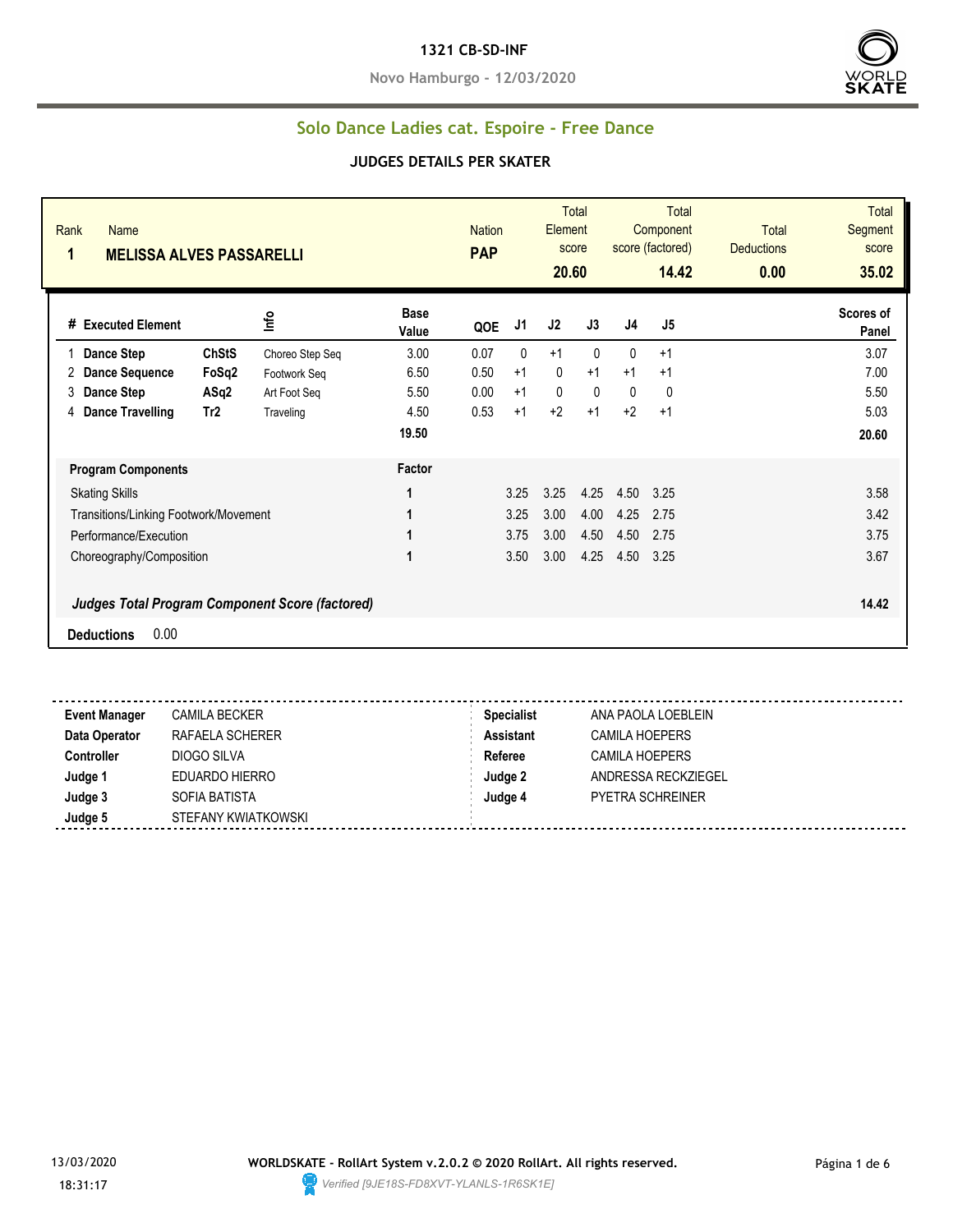# 1321 CB-SD-INF

**Novo Hamburgo - 12/03/2020**

## Solo Dance Ladies cat. Espoire - Free Dance

### JUDGES DETAILS PER SKATER

| Rank | Name | Nation | Total Element score | Total Component score (factored) | Total Deductions | Total Segment score |
|---|---|---|---|---|---|---|
| 1 | MELISSA ALVES PASSARELLI | PAP | 20.60 | 14.42 | 0.00 | 35.02 |

| # | Executed Element | | Info | Base Value | QOE | J1 | J2 | J3 | J4 | J5 | Scores of Panel |
|---|---|---|---|---|---|---|---|---|---|---|---|
| 1 | Dance Step | ChStS | Choreo Step Seq | 3.00 | 0.07 | 0 | +1 | 0 | 0 | +1 | 3.07 |
| 2 | Dance Sequence | FoSq2 | Footwork Seq | 6.50 | 0.50 | +1 | 0 | +1 | +1 | +1 | 7.00 |
| 3 | Dance Step | ASq2 | Art Foot Seq | 5.50 | 0.00 | +1 | 0 | 0 | 0 | 0 | 5.50 |
| 4 | Dance Travelling | Tr2 | Traveling | 4.50 | 0.53 | +1 | +2 | +1 | +2 | +1 | 5.03 |
| | | | | 19.50 | | | | | | | 20.60 |

| Program Components | Factor | J1 | J2 | J3 | J4 | J5 | Scores of Panel |
|---|---|---|---|---|---|---|---|
| Skating Skills | 1 | 3.25 | 3.25 | 4.25 | 4.50 | 3.25 | 3.58 |
| Transitions/Linking Footwork/Movement | 1 | 3.25 | 3.00 | 4.00 | 4.25 | 2.75 | 3.42 |
| Performance/Execution | 1 | 3.75 | 3.00 | 4.50 | 4.50 | 2.75 | 3.75 |
| Choreography/Composition | 1 | 3.50 | 3.00 | 4.25 | 4.50 | 3.25 | 3.67 |
| ***Judges Total Program Component Score (factored)*** | | | | | | | 14.42 |

**Deductions** 0.00

| | | | |
|---|---|---|---|
| **Event Manager** | CAMILA BECKER | **Specialist** | ANA PAOLA LOEBLEIN |
| **Data Operator** | RAFAELA SCHERER | **Assistant** | CAMILA HOEPERS |
| **Controller** | DIOGO SILVA | **Referee** | CAMILA HOEPERS |
| **Judge 1** | EDUARDO HIERRO | **Judge 2** | ANDRESSA RECKZIEGEL |
| **Judge 3** | SOFIA BATISTA | **Judge 4** | PYETRA SCHREINER |
| **Judge 5** | STEFANY KWIATKOWSKI | | |

13/03/2020 18:31:17

**WORLDSKATE - RollArt System v.2.0.2 © 2020 RollArt. All rights reserved.**

*Verified [9JE18S-FD8XVT-YLANLS-1R6SK1E]*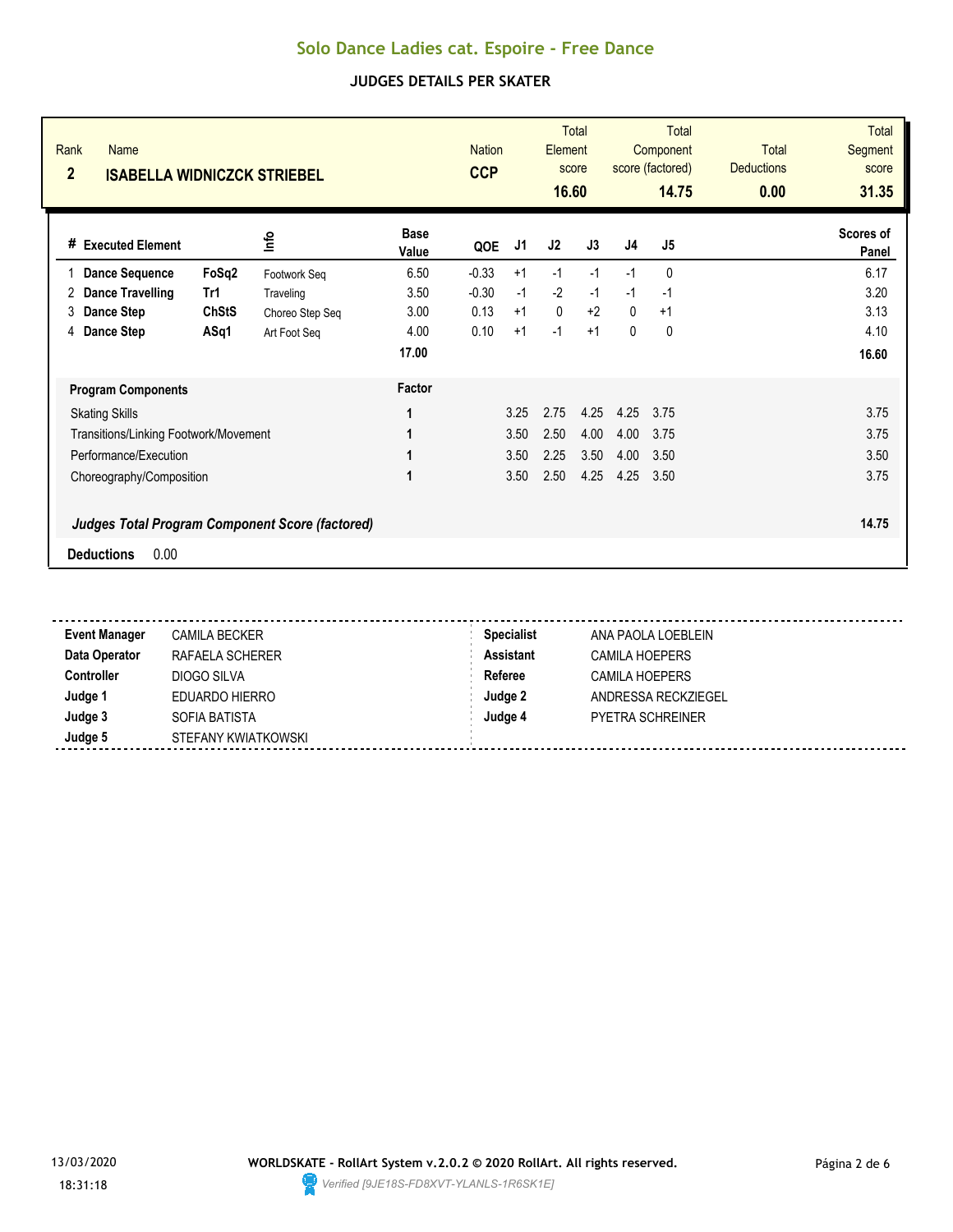# Solo Dance Ladies cat. Espoire - Free Dance

## JUDGES DETAILS PER SKATER

| Rank | Name | Nation | Total Element score | Total Component score (factored) | Total Deductions | Total Segment score |
|---|---|---|---|---|---|---|
| 2 | ISABELLA WIDNICZCK STRIEBEL | CCP | 16.60 | 14.75 | 0.00 | 31.35 |

| # | Executed Element | | Info | Base Value | QOE | J1 | J2 | J3 | J4 | J5 | Scores of Panel |
|---|---|---|---|---|---|---|---|---|---|---|---|
| 1 | Dance Sequence | FoSq2 | Footwork Seq | 6.50 | -0.33 | +1 | -1 | -1 | -1 | 0 | 6.17 |
| 2 | Dance Travelling | Tr1 | Traveling | 3.50 | -0.30 | -1 | -2 | -1 | -1 | -1 | 3.20 |
| 3 | Dance Step | ChStS | Choreo Step Seq | 3.00 | 0.13 | +1 | 0 | +2 | 0 | +1 | 3.13 |
| 4 | Dance Step | ASq1 | Art Foot Seq | 4.00 | 0.10 | +1 | -1 | +1 | 0 | 0 | 4.10 |
| | | | | **17.00** | | | | | | | **16.60** |

| Program Components | Factor | J1 | J2 | J3 | J4 | J5 | |
|---|---|---|---|---|---|---|---|
| Skating Skills | 1 | 3.25 | 2.75 | 4.25 | 4.25 | 3.75 | 3.75 |
| Transitions/Linking Footwork/Movement | 1 | 3.50 | 2.50 | 4.00 | 4.00 | 3.75 | 3.75 |
| Performance/Execution | 1 | 3.50 | 2.25 | 3.50 | 4.00 | 3.50 | 3.50 |
| Choreography/Composition | 1 | 3.50 | 2.50 | 4.25 | 4.25 | 3.50 | 3.75 |

***Judges Total Program Component Score (factored)*** **14.75**

**Deductions** 0.00

| | | | |
|---|---|---|---|
| **Event Manager** | CAMILA BECKER | **Specialist** | ANA PAOLA LOEBLEIN |
| **Data Operator** | RAFAELA SCHERER | **Assistant** | CAMILA HOEPERS |
| **Controller** | DIOGO SILVA | **Referee** | CAMILA HOEPERS |
| **Judge 1** | EDUARDO HIERRO | **Judge 2** | ANDRESSA RECKZIEGEL |
| **Judge 3** | SOFIA BATISTA | **Judge 4** | PYETRA SCHREINER |
| **Judge 5** | STEFANY KWIATKOWSKI | | |

13/03/2020 18:31:18

**WORLDSKATE - RollArt System v.2.0.2 © 2020 RollArt. All rights reserved.**

*Verified [9JE18S-FD8XVT-YLANLS-1R6SK1E]*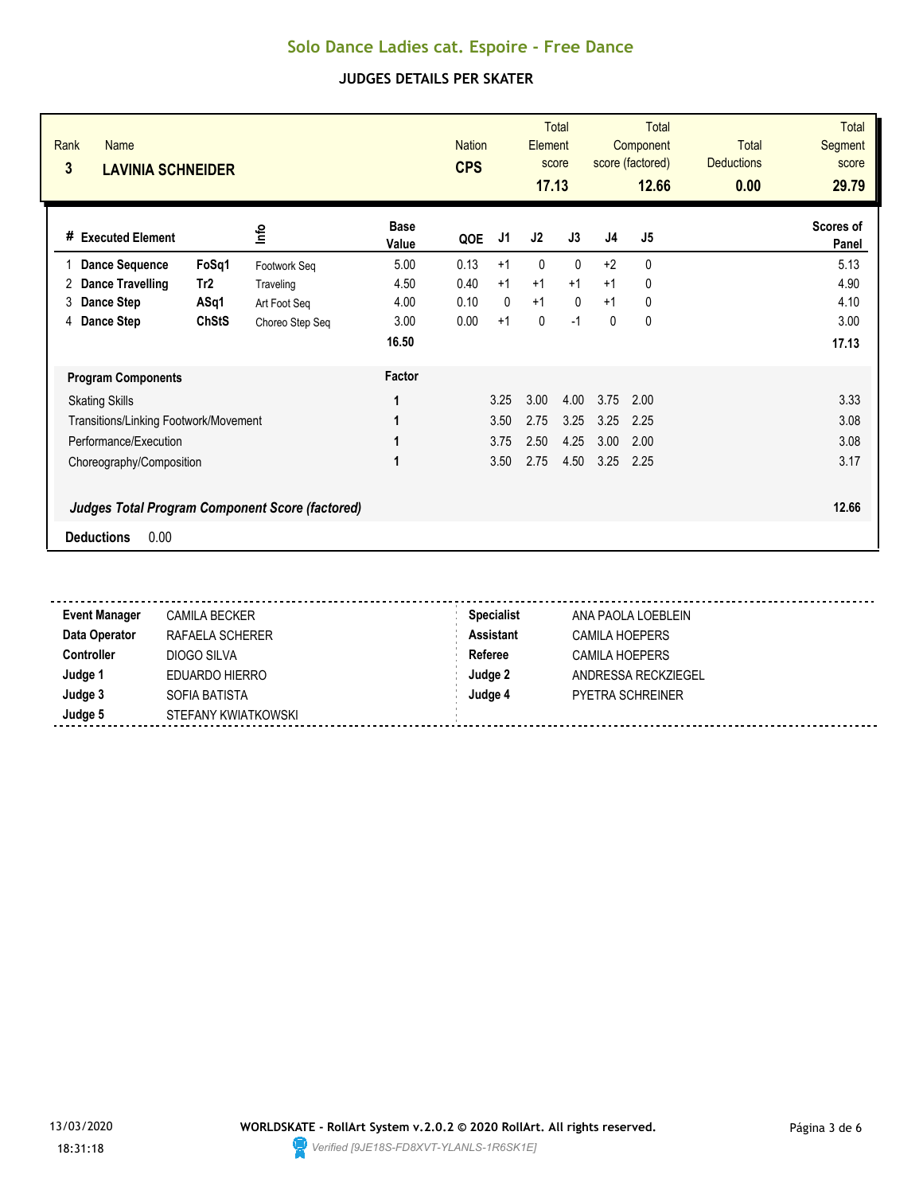# Solo Dance Ladies cat. Espoire - Free Dance

## JUDGES DETAILS PER SKATER

| Rank | Name | Nation | Total Element score | Total Component score (factored) | Total Deductions | Total Segment score |
|---|---|---|---|---|---|---|
| 3 | LAVINIA SCHNEIDER | CPS | 17.13 | 12.66 | 0.00 | 29.79 |

| # | Executed Element | | Info | Base Value | QOE | J1 | J2 | J3 | J4 | J5 | Scores of Panel |
|---|---|---|---|---|---|---|---|---|---|---|---|
| 1 | Dance Sequence | FoSq1 | Footwork Seq | 5.00 | 0.13 | +1 | 0 | 0 | +2 | 0 | 5.13 |
| 2 | Dance Travelling | Tr2 | Traveling | 4.50 | 0.40 | +1 | +1 | +1 | +1 | 0 | 4.90 |
| 3 | Dance Step | ASq1 | Art Foot Seq | 4.00 | 0.10 | 0 | +1 | 0 | +1 | 0 | 4.10 |
| 4 | Dance Step | ChStS | Choreo Step Seq | 3.00 | 0.00 | +1 | 0 | -1 | 0 | 0 | 3.00 |
| | | | | 16.50 | | | | | | | 17.13 |

| Program Components | Factor | J1 | J2 | J3 | J4 | J5 | |
|---|---|---|---|---|---|---|---|
| Skating Skills | 1 | 3.25 | 3.00 | 4.00 | 3.75 | 2.00 | 3.33 |
| Transitions/Linking Footwork/Movement | 1 | 3.50 | 2.75 | 3.25 | 3.25 | 2.25 | 3.08 |
| Performance/Execution | 1 | 3.75 | 2.50 | 4.25 | 3.00 | 2.00 | 3.08 |
| Choreography/Composition | 1 | 3.50 | 2.75 | 4.50 | 3.25 | 2.25 | 3.17 |

***Judges Total Program Component Score (factored)*** **12.66**

**Deductions** 0.00

| | | | |
|---|---|---|---|
| **Event Manager** | CAMILA BECKER | **Specialist** | ANA PAOLA LOEBLEIN |
| **Data Operator** | RAFAELA SCHERER | **Assistant** | CAMILA HOEPERS |
| **Controller** | DIOGO SILVA | **Referee** | CAMILA HOEPERS |
| **Judge 1** | EDUARDO HIERRO | **Judge 2** | ANDRESSA RECKZIEGEL |
| **Judge 3** | SOFIA BATISTA | **Judge 4** | PYETRA SCHREINER |
| **Judge 5** | STEFANY KWIATKOWSKI | | |

13/03/2020 18:31:18

**WORLDSKATE - RollArt System v.2.0.2 © 2020 RollArt. All rights reserved.**

*Verified [9JE18S-FD8XVT-YLANLS-1R6SK1E]*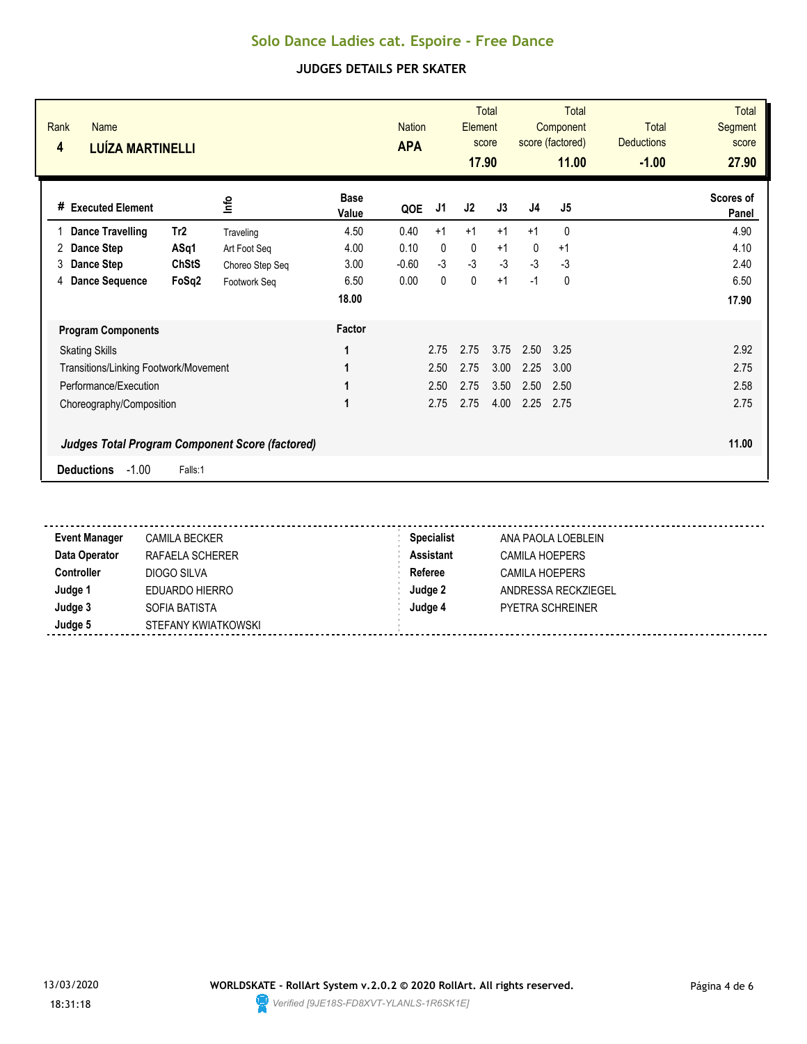# Solo Dance Ladies cat. Espoire - Free Dance

## JUDGES DETAILS PER SKATER

| Rank | Name | Nation | Total Element score | Total Component score (factored) | Total Deductions | Total Segment score |
|---|---|---|---|---|---|---|
| 4 | LUÍZA MARTINELLI | APA | 17.90 | 11.00 | -1.00 | 27.90 |

| # | Executed Element | | Info | Base Value | QOE | J1 | J2 | J3 | J4 | J5 | Scores of Panel |
|---|---|---|---|---|---|---|---|---|---|---|---|
| 1 | Dance Travelling | Tr2 | Traveling | 4.50 | 0.40 | +1 | +1 | +1 | +1 | 0 | 4.90 |
| 2 | Dance Step | ASq1 | Art Foot Seq | 4.00 | 0.10 | 0 | 0 | +1 | 0 | +1 | 4.10 |
| 3 | Dance Step | ChStS | Choreo Step Seq | 3.00 | -0.60 | -3 | -3 | -3 | -3 | -3 | 2.40 |
| 4 | Dance Sequence | FoSq2 | Footwork Seq | 6.50 | 0.00 | 0 | 0 | +1 | -1 | 0 | 6.50 |
| | | | | 18.00 | | | | | | | 17.90 |

| Program Components | Factor | J1 | J2 | J3 | J4 | J5 | |
|---|---|---|---|---|---|---|---|
| Skating Skills | 1 | 2.75 | 2.75 | 3.75 | 2.50 | 3.25 | 2.92 |
| Transitions/Linking Footwork/Movement | 1 | 2.50 | 2.75 | 3.00 | 2.25 | 3.00 | 2.75 |
| Performance/Execution | 1 | 2.50 | 2.75 | 3.50 | 2.50 | 2.50 | 2.58 |
| Choreography/Composition | 1 | 2.75 | 2.75 | 4.00 | 2.25 | 2.75 | 2.75 |
| ***Judges Total Program Component Score (factored)*** | | | | | | | 11.00 |

**Deductions** -1.00 Falls:1

| | | | |
|---|---|---|---|
| **Event Manager** | CAMILA BECKER | **Specialist** | ANA PAOLA LOEBLEIN |
| **Data Operator** | RAFAELA SCHERER | **Assistant** | CAMILA HOEPERS |
| **Controller** | DIOGO SILVA | **Referee** | CAMILA HOEPERS |
| **Judge 1** | EDUARDO HIERRO | **Judge 2** | ANDRESSA RECKZIEGEL |
| **Judge 3** | SOFIA BATISTA | **Judge 4** | PYETRA SCHREINER |
| **Judge 5** | STEFANY KWIATKOWSKI | | |

13/03/2020 18:31:18

**WORLDSKATE - RollArt System v.2.0.2 © 2020 RollArt. All rights reserved.**

*Verified [9JE18S-FD8XVT-YLANLS-1R6SK1E]*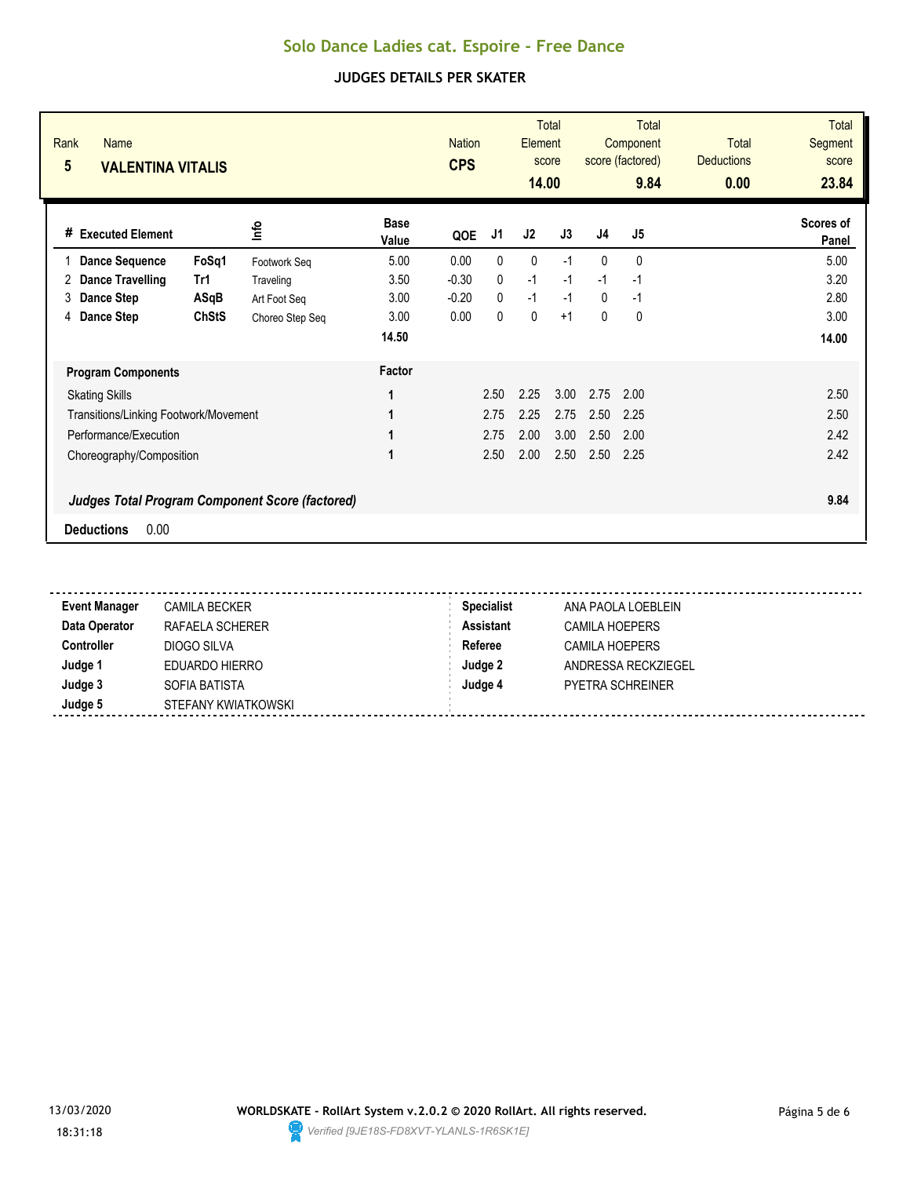# Solo Dance Ladies cat. Espoire - Free Dance

## JUDGES DETAILS PER SKATER

| Rank | Name | Nation | Total Element score | Total Component score (factored) | Total Deductions | Total Segment score |
|---|---|---|---|---|---|---|
| 5 | **VALENTINA VITALIS** | **CPS** | **14.00** | **9.84** | **0.00** | **23.84** |

| # | Executed Element | | Info | Base Value | QOE | J1 | J2 | J3 | J4 | J5 | Scores of Panel |
|---|---|---|---|---|---|---|---|---|---|---|---|
| 1 | **Dance Sequence** | **FoSq1** | Footwork Seq | 5.00 | 0.00 | 0 | 0 | -1 | 0 | 0 | 5.00 |
| 2 | **Dance Travelling** | **Tr1** | Traveling | 3.50 | -0.30 | 0 | -1 | -1 | -1 | -1 | 3.20 |
| 3 | **Dance Step** | **ASqB** | Art Foot Seq | 3.00 | -0.20 | 0 | -1 | -1 | 0 | -1 | 2.80 |
| 4 | **Dance Step** | **ChStS** | Choreo Step Seq | 3.00 | 0.00 | 0 | 0 | +1 | 0 | 0 | 3.00 |
| | | | | **14.50** | | | | | | | **14.00** |

| Program Components | Factor | J1 | J2 | J3 | J4 | J5 | |
|---|---|---|---|---|---|---|---|
| Skating Skills | 1 | 2.50 | 2.25 | 3.00 | 2.75 | 2.00 | 2.50 |
| Transitions/Linking Footwork/Movement | 1 | 2.75 | 2.25 | 2.75 | 2.50 | 2.25 | 2.50 |
| Performance/Execution | 1 | 2.75 | 2.00 | 3.00 | 2.50 | 2.00 | 2.42 |
| Choreography/Composition | 1 | 2.50 | 2.00 | 2.50 | 2.50 | 2.25 | 2.42 |
| ***Judges Total Program Component Score (factored)*** | | | | | | | **9.84** |

**Deductions** 0.00

| | | | |
|---|---|---|---|
| **Event Manager** | CAMILA BECKER | **Specialist** | ANA PAOLA LOEBLEIN |
| **Data Operator** | RAFAELA SCHERER | **Assistant** | CAMILA HOEPERS |
| **Controller** | DIOGO SILVA | **Referee** | CAMILA HOEPERS |
| **Judge 1** | EDUARDO HIERRO | **Judge 2** | ANDRESSA RECKZIEGEL |
| **Judge 3** | SOFIA BATISTA | **Judge 4** | PYETRA SCHREINER |
| **Judge 5** | STEFANY KWIATKOWSKI | | |

13/03/2020 18:31:18

**WORLDSKATE - RollArt System v.2.0.2 © 2020 RollArt. All rights reserved.**

*Verified [9JE18S-FD8XVT-YLANLS-1R6SK1E]*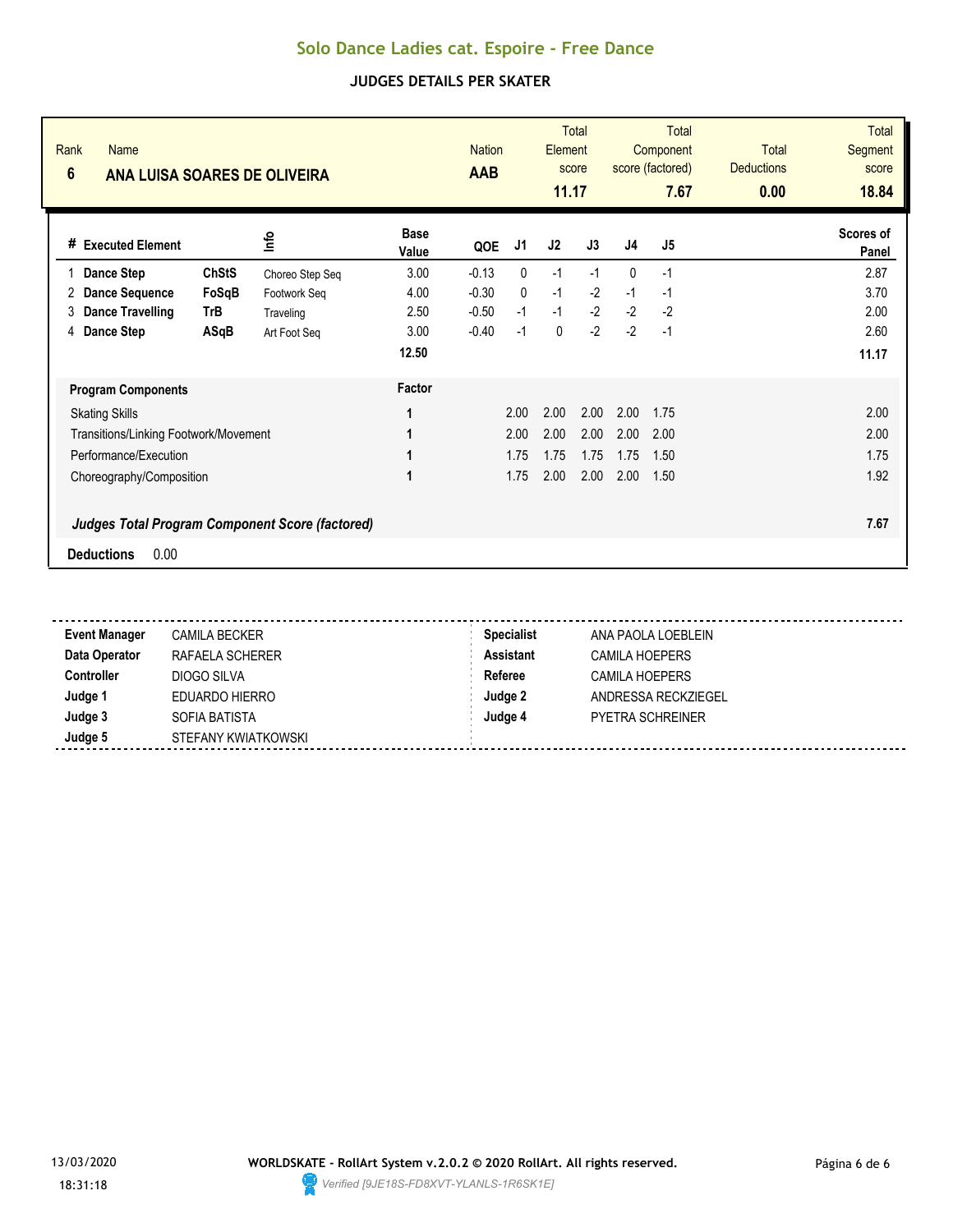# Solo Dance Ladies cat. Espoire - Free Dance

## JUDGES DETAILS PER SKATER

| Rank | Name | Nation | Total Element score | Total Component score (factored) | Total Deductions | Total Segment score |
|---|---|---|---|---|---|---|
| 6 | ANA LUISA SOARES DE OLIVEIRA | AAB | 11.17 | 7.67 | 0.00 | 18.84 |

| # | Executed Element | | Info | Base Value | QOE | J1 | J2 | J3 | J4 | J5 | Scores of Panel |
|---|---|---|---|---|---|---|---|---|---|---|---|
| 1 | Dance Step | ChStS | Choreo Step Seq | 3.00 | -0.13 | 0 | -1 | -1 | 0 | -1 | 2.87 |
| 2 | Dance Sequence | FoSqB | Footwork Seq | 4.00 | -0.30 | 0 | -1 | -2 | -1 | -1 | 3.70 |
| 3 | Dance Travelling | TrB | Traveling | 2.50 | -0.50 | -1 | -1 | -2 | -2 | -2 | 2.00 |
| 4 | Dance Step | ASqB | Art Foot Seq | 3.00 | -0.40 | -1 | 0 | -2 | -2 | -1 | 2.60 |
| | | | | 12.50 | | | | | | | 11.17 |

| Program Components | Factor | J1 | J2 | J3 | J4 | J5 | |
|---|---|---|---|---|---|---|---|
| Skating Skills | 1 | 2.00 | 2.00 | 2.00 | 2.00 | 1.75 | 2.00 |
| Transitions/Linking Footwork/Movement | 1 | 2.00 | 2.00 | 2.00 | 2.00 | 2.00 | 2.00 |
| Performance/Execution | 1 | 1.75 | 1.75 | 1.75 | 1.75 | 1.50 | 1.75 |
| Choreography/Composition | 1 | 1.75 | 2.00 | 2.00 | 2.00 | 1.50 | 1.92 |

***Judges Total Program Component Score (factored)*** **7.67**

**Deductions** 0.00

| | | | |
|---|---|---|---|
| **Event Manager** | CAMILA BECKER | **Specialist** | ANA PAOLA LOEBLEIN |
| **Data Operator** | RAFAELA SCHERER | **Assistant** | CAMILA HOEPERS |
| **Controller** | DIOGO SILVA | **Referee** | CAMILA HOEPERS |
| **Judge 1** | EDUARDO HIERRO | **Judge 2** | ANDRESSA RECKZIEGEL |
| **Judge 3** | SOFIA BATISTA | **Judge 4** | PYETRA SCHREINER |
| **Judge 5** | STEFANY KWIATKOWSKI | | |

13/03/2020 18:31:18

**WORLDSKATE - RollArt System v.2.0.2 © 2020 RollArt. All rights reserved.**

*Verified [9JE18S-FD8XVT-YLANLS-1R6SK1E]*